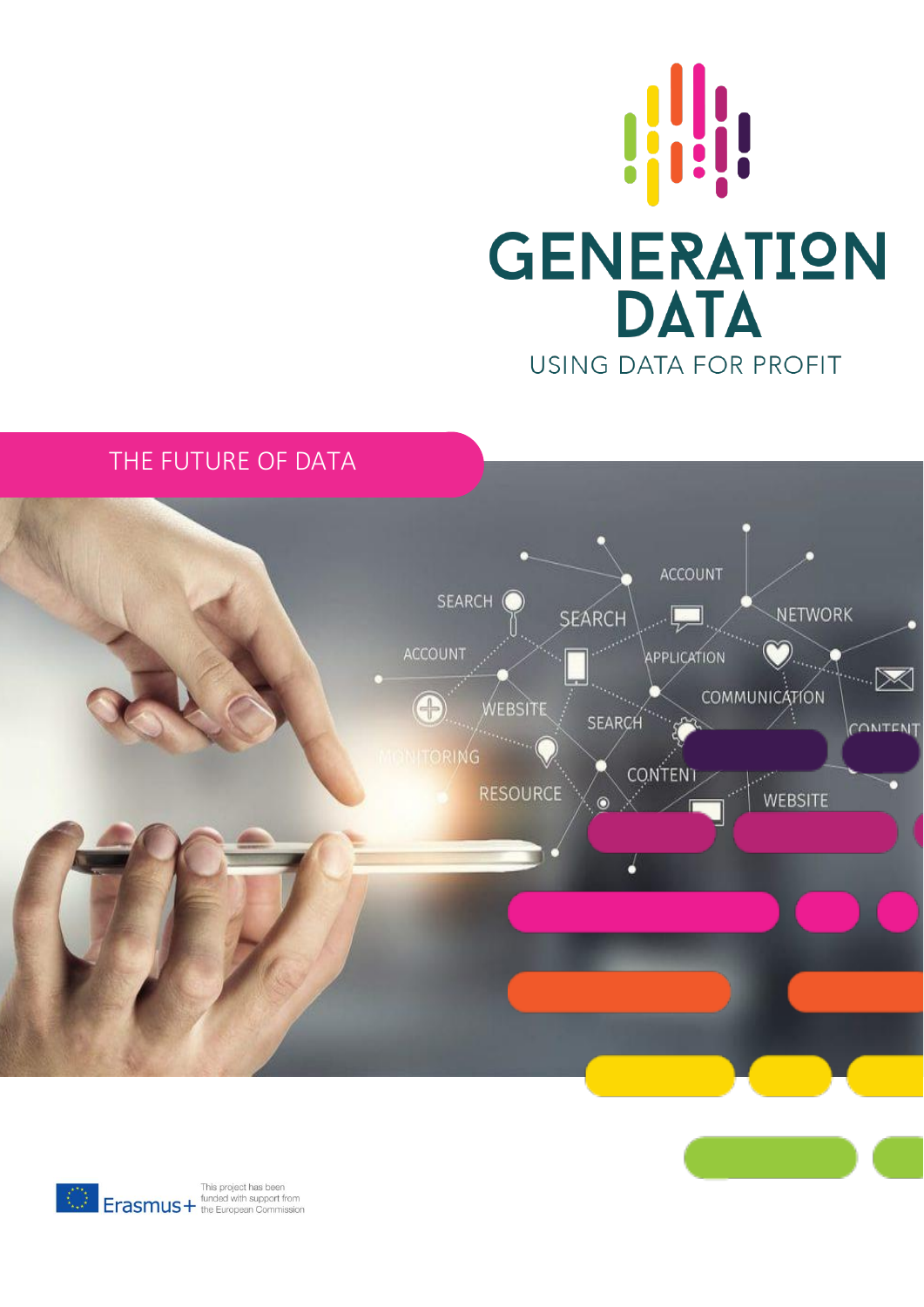# GENERATION DATA

USING DATA FOR PROFIT

## THE FUTURE OF DATA

Erasmus+

This project has been funded with support from the European Commission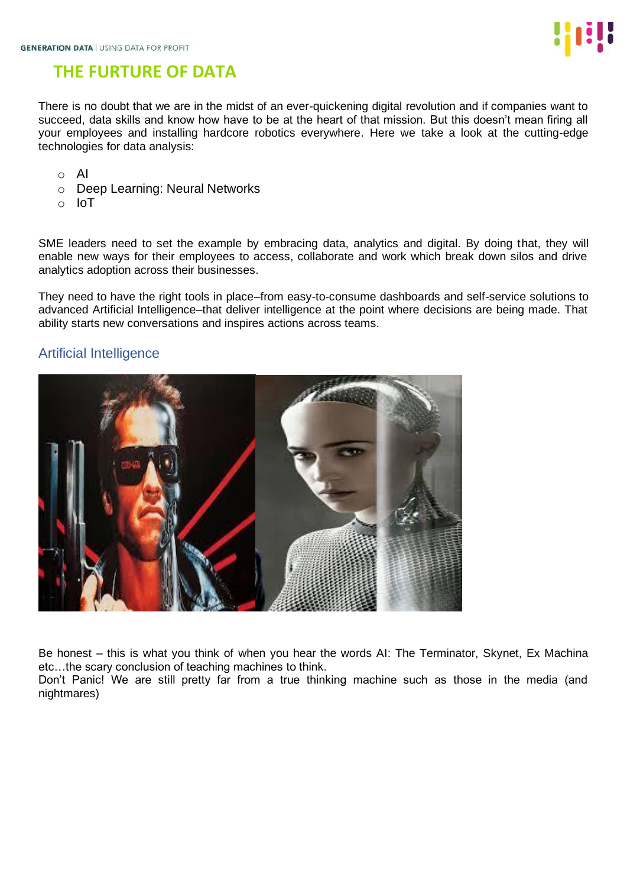## THE FURTURE OF DATA

There is no doubt that we are in the midst of an ever-quickening digital revolution and if companies want to succeed, data skills and know how have to be at the heart of that mission. But this doesn't mean firing all your employees and installing hardcore robotics everywhere. Here we take a look at the cutting-edge technologies for data analysis:

- AI
- Deep Learning: Neural Networks
- IoT

SME leaders need to set the example by embracing data, analytics and digital. By doing that, they will enable new ways for their employees to access, collaborate and work which break down silos and drive analytics adoption across their businesses.

They need to have the right tools in place–from easy-to-consume dashboards and self-service solutions to advanced Artificial Intelligence–that deliver intelligence at the point where decisions are being made. That ability starts new conversations and inspires actions across teams.

### Artificial Intelligence

Be honest – this is what you think of when you hear the words AI: The Terminator, Skynet, Ex Machina etc…the scary conclusion of teaching machines to think.
Don't Panic! We are still pretty far from a true thinking machine such as those in the media (and nightmares)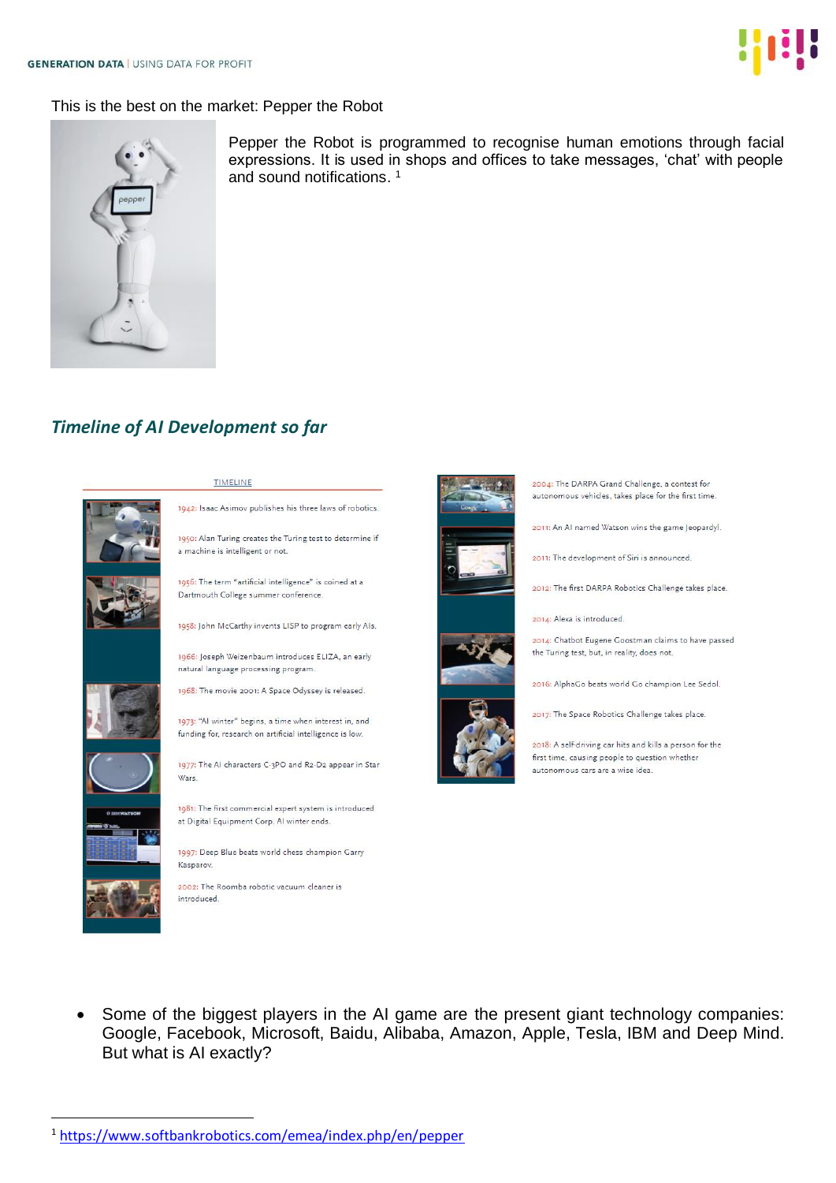This is the best on the market: Pepper the Robot

Pepper the Robot is programmed to recognise human emotions through facial expressions. It is used in shops and offices to take messages, ‘chat’ with people and sound notifications. [1]

## *Timeline of AI Development so far*

TIMELINE

1942: Isaac Asimov publishes his three laws of robotics.

1950: Alan Turing creates the Turing test to determine if a machine is intelligent or not.

1956: The term “artificial intelligence” is coined at a Dartmouth College summer conference.

1958: John McCarthy invents LISP to program early AIs.

1966: Joseph Weizenbaum introduces ELIZA, an early natural language processing program.

1968: The movie 2001: A Space Odyssey is released.

1973: “AI winter” begins, a time when interest in, and funding for, research on artificial intelligence is low.

1977: The AI characters C-3PO and R2-D2 appear in Star Wars.

1981: The first commercial expert system is introduced at Digital Equipment Corp. AI winter ends.

1997: Deep Blue beats world chess champion Garry Kasparov.

2002: The Roomba robotic vacuum cleaner is introduced.

2004: The DARPA Grand Challenge, a contest for autonomous vehicles, takes place for the first time.

2011: An AI named Watson wins the game Jeopardy!.

2011: The development of Siri is announced.

2012: The first DARPA Robotics Challenge takes place.

2014: Alexa is introduced.

2014: Chatbot Eugene Goostman claims to have passed the Turing test, but, in reality, does not.

2016: AlphaGo beats world Go champion Lee Sedol.

2017: The Space Robotics Challenge takes place.

2018: A self-driving car hits and kills a person for the first time, causing people to question whether autonomous cars are a wise idea.

- Some of the biggest players in the AI game are the present giant technology companies: Google, Facebook, Microsoft, Baidu, Alibaba, Amazon, Apple, Tesla, IBM and Deep Mind. But what is AI exactly?

[1] https://www.softbankrobotics.com/emea/index.php/en/pepper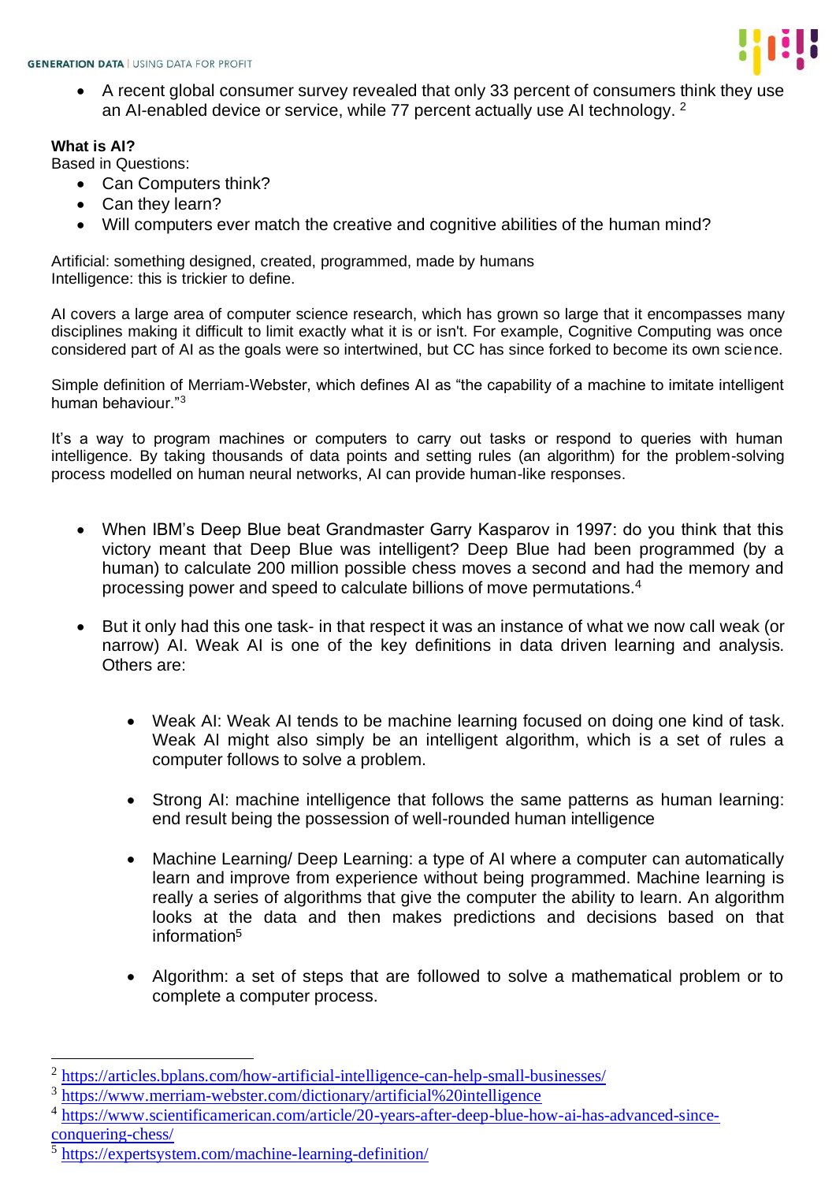- A recent global consumer survey revealed that only 33 percent of consumers think they use an AI-enabled device or service, while 77 percent actually use AI technology. [2]

**What is AI?**

Based in Questions:

- Can Computers think?
- Can they learn?
- Will computers ever match the creative and cognitive abilities of the human mind?

Artificial: something designed, created, programmed, made by humans
Intelligence: this is trickier to define.

AI covers a large area of computer science research, which has grown so large that it encompasses many disciplines making it difficult to limit exactly what it is or isn't. For example, Cognitive Computing was once considered part of AI as the goals were so intertwined, but CC has since forked to become its own science.

Simple definition of Merriam-Webster, which defines AI as "the capability of a machine to imitate intelligent human behaviour."[3]

It's a way to program machines or computers to carry out tasks or respond to queries with human intelligence. By taking thousands of data points and setting rules (an algorithm) for the problem-solving process modelled on human neural networks, AI can provide human-like responses.

- When IBM's Deep Blue beat Grandmaster Garry Kasparov in 1997: do you think that this victory meant that Deep Blue was intelligent? Deep Blue had been programmed (by a human) to calculate 200 million possible chess moves a second and had the memory and processing power and speed to calculate billions of move permutations.[4]

- But it only had this one task- in that respect it was an instance of what we now call weak (or narrow) AI. Weak AI is one of the key definitions in data driven learning and analysis. Others are:

    - Weak AI: Weak AI tends to be machine learning focused on doing one kind of task. Weak AI might also simply be an intelligent algorithm, which is a set of rules a computer follows to solve a problem.

    - Strong AI: machine intelligence that follows the same patterns as human learning: end result being the possession of well-rounded human intelligence

    - Machine Learning/ Deep Learning: a type of AI where a computer can automatically learn and improve from experience without being programmed. Machine learning is really a series of algorithms that give the computer the ability to learn. An algorithm looks at the data and then makes predictions and decisions based on that information[5]

    - Algorithm: a set of steps that are followed to solve a mathematical problem or to complete a computer process.

---

[2] https://articles.bplans.com/how-artificial-intelligence-can-help-small-businesses/
[3] https://www.merriam-webster.com/dictionary/artificial%20intelligence
[4] https://www.scientificamerican.com/article/20-years-after-deep-blue-how-ai-has-advanced-since-conquering-chess/
[5] https://expertsystem.com/machine-learning-definition/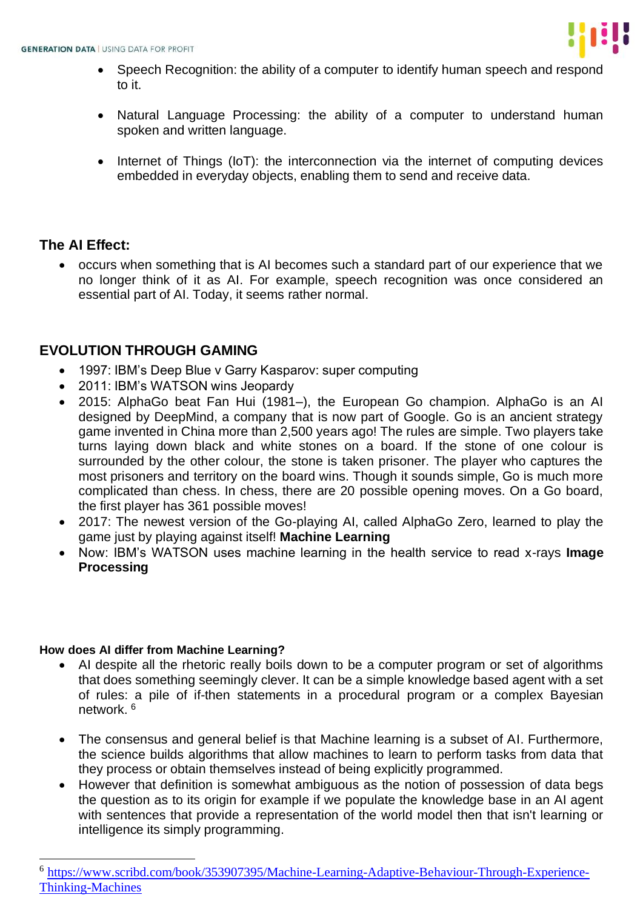- Speech Recognition: the ability of a computer to identify human speech and respond to it.

- Natural Language Processing: the ability of a computer to understand human spoken and written language.

- Internet of Things (IoT): the interconnection via the internet of computing devices embedded in everyday objects, enabling them to send and receive data.

### The AI Effect:

- occurs when something that is AI becomes such a standard part of our experience that we no longer think of it as AI. For example, speech recognition was once considered an essential part of AI. Today, it seems rather normal.

## EVOLUTION THROUGH GAMING

- 1997: IBM's Deep Blue v Garry Kasparov: super computing
- 2011: IBM's WATSON wins Jeopardy
- 2015: AlphaGo beat Fan Hui (1981–), the European Go champion. AlphaGo is an AI designed by DeepMind, a company that is now part of Google. Go is an ancient strategy game invented in China more than 2,500 years ago! The rules are simple. Two players take turns laying down black and white stones on a board. If the stone of one colour is surrounded by the other colour, the stone is taken prisoner. The player who captures the most prisoners and territory on the board wins. Though it sounds simple, Go is much more complicated than chess. In chess, there are 20 possible opening moves. On a Go board, the first player has 361 possible moves!
- 2017: The newest version of the Go-playing AI, called AlphaGo Zero, learned to play the game just by playing against itself! **Machine Learning**
- Now: IBM's WATSON uses machine learning in the health service to read x-rays **Image Processing**

#### How does AI differ from Machine Learning?

- AI despite all the rhetoric really boils down to be a computer program or set of algorithms that does something seemingly clever. It can be a simple knowledge based agent with a set of rules: a pile of if-then statements in a procedural program or a complex Bayesian network. [6]

- The consensus and general belief is that Machine learning is a subset of AI. Furthermore, the science builds algorithms that allow machines to learn to perform tasks from data that they process or obtain themselves instead of being explicitly programmed.
- However that definition is somewhat ambiguous as the notion of possession of data begs the question as to its origin for example if we populate the knowledge base in an AI agent with sentences that provide a representation of the world model then that isn't learning or intelligence its simply programming.

---

[6] https://www.scribd.com/book/353907395/Machine-Learning-Adaptive-Behaviour-Through-Experience-Thinking-Machines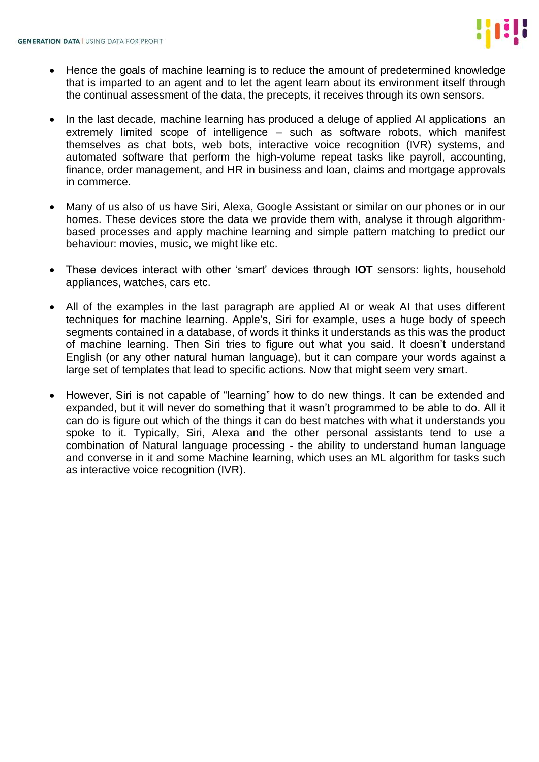- Hence the goals of machine learning is to reduce the amount of predetermined knowledge that is imparted to an agent and to let the agent learn about its environment itself through the continual assessment of the data, the precepts, it receives through its own sensors.

- In the last decade, machine learning has produced a deluge of applied AI applications an extremely limited scope of intelligence – such as software robots, which manifest themselves as chat bots, web bots, interactive voice recognition (IVR) systems, and automated software that perform the high-volume repeat tasks like payroll, accounting, finance, order management, and HR in business and loan, claims and mortgage approvals in commerce.

- Many of us also of us have Siri, Alexa, Google Assistant or similar on our phones or in our homes. These devices store the data we provide them with, analyse it through algorithm-based processes and apply machine learning and simple pattern matching to predict our behaviour: movies, music, we might like etc.

- These devices interact with other 'smart' devices through **IOT** sensors: lights, household appliances, watches, cars etc.

- All of the examples in the last paragraph are applied AI or weak AI that uses different techniques for machine learning. Apple's, Siri for example, uses a huge body of speech segments contained in a database, of words it thinks it understands as this was the product of machine learning. Then Siri tries to figure out what you said. It doesn't understand English (or any other natural human language), but it can compare your words against a large set of templates that lead to specific actions. Now that might seem very smart.

- However, Siri is not capable of "learning" how to do new things. It can be extended and expanded, but it will never do something that it wasn't programmed to be able to do. All it can do is figure out which of the things it can do best matches with what it understands you spoke to it. Typically, Siri, Alexa and the other personal assistants tend to use a combination of Natural language processing - the ability to understand human language and converse in it and some Machine learning, which uses an ML algorithm for tasks such as interactive voice recognition (IVR).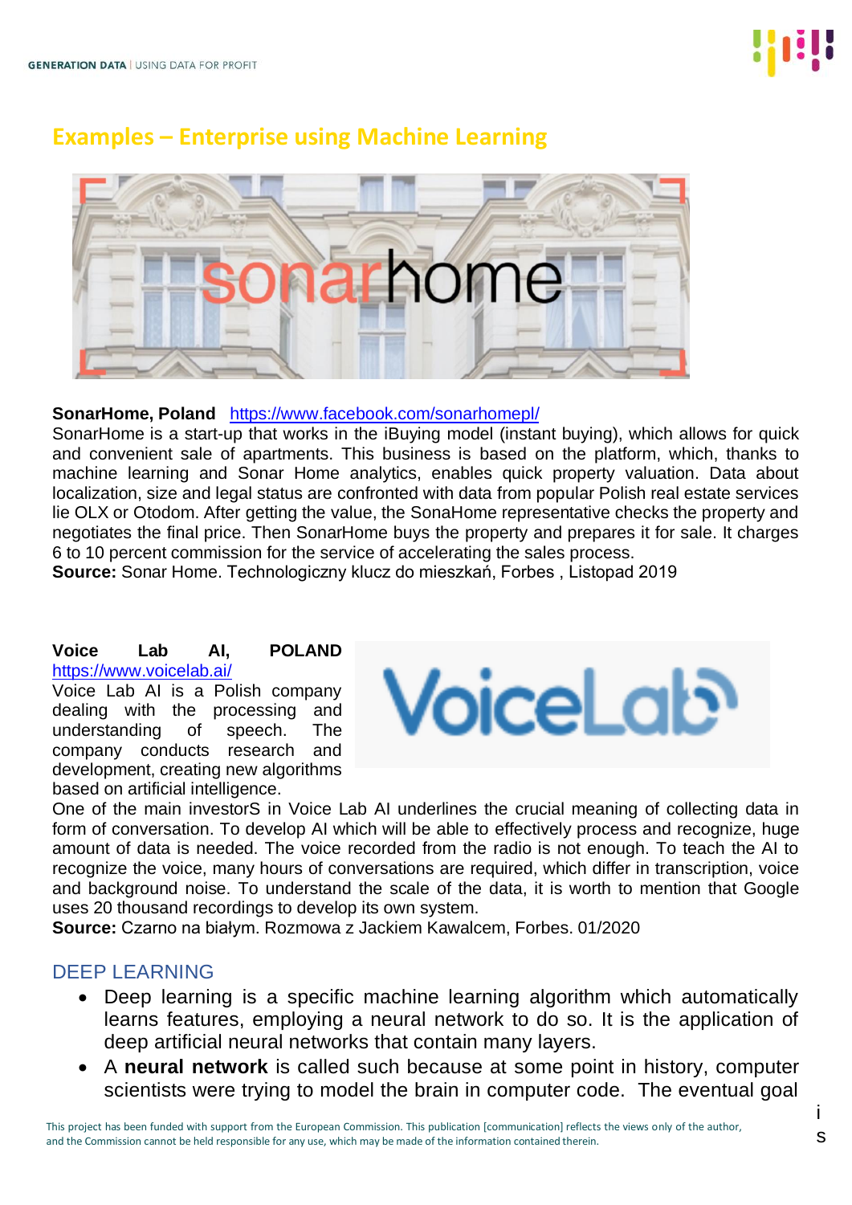## Examples – Enterprise using Machine Learning

**SonarHome, Poland** https://www.facebook.com/sonarhomepl/

SonarHome is a start-up that works in the iBuying model (instant buying), which allows for quick and convenient sale of apartments. This business is based on the platform, which, thanks to machine learning and Sonar Home analytics, enables quick property valuation. Data about localization, size and legal status are confronted with data from popular Polish real estate services lie OLX or Otodom. After getting the value, the SonaHome representative checks the property and negotiates the final price. Then SonarHome buys the property and prepares it for sale. It charges 6 to 10 percent commission for the service of accelerating the sales process.

**Source:** Sonar Home. Technologiczny klucz do mieszkań, Forbes , Listopad 2019

**Voice Lab AI, POLAND** https://www.voicelab.ai/

Voice Lab AI is a Polish company dealing with the processing and understanding of speech. The company conducts research and development, creating new algorithms based on artificial intelligence.

One of the main investorS in Voice Lab AI underlines the crucial meaning of collecting data in form of conversation. To develop AI which will be able to effectively process and recognize, huge amount of data is needed. The voice recorded from the radio is not enough. To teach the AI to recognize the voice, many hours of conversations are required, which differ in transcription, voice and background noise. To understand the scale of the data, it is worth to mention that Google uses 20 thousand recordings to develop its own system.

**Source:** Czarno na białym. Rozmowa z Jackiem Kawalcem, Forbes. 01/2020

### DEEP LEARNING

- Deep learning is a specific machine learning algorithm which automatically learns features, employing a neural network to do so. It is the application of deep artificial neural networks that contain many layers.
- A **neural network** is called such because at some point in history, computer scientists were trying to model the brain in computer code. The eventual goal is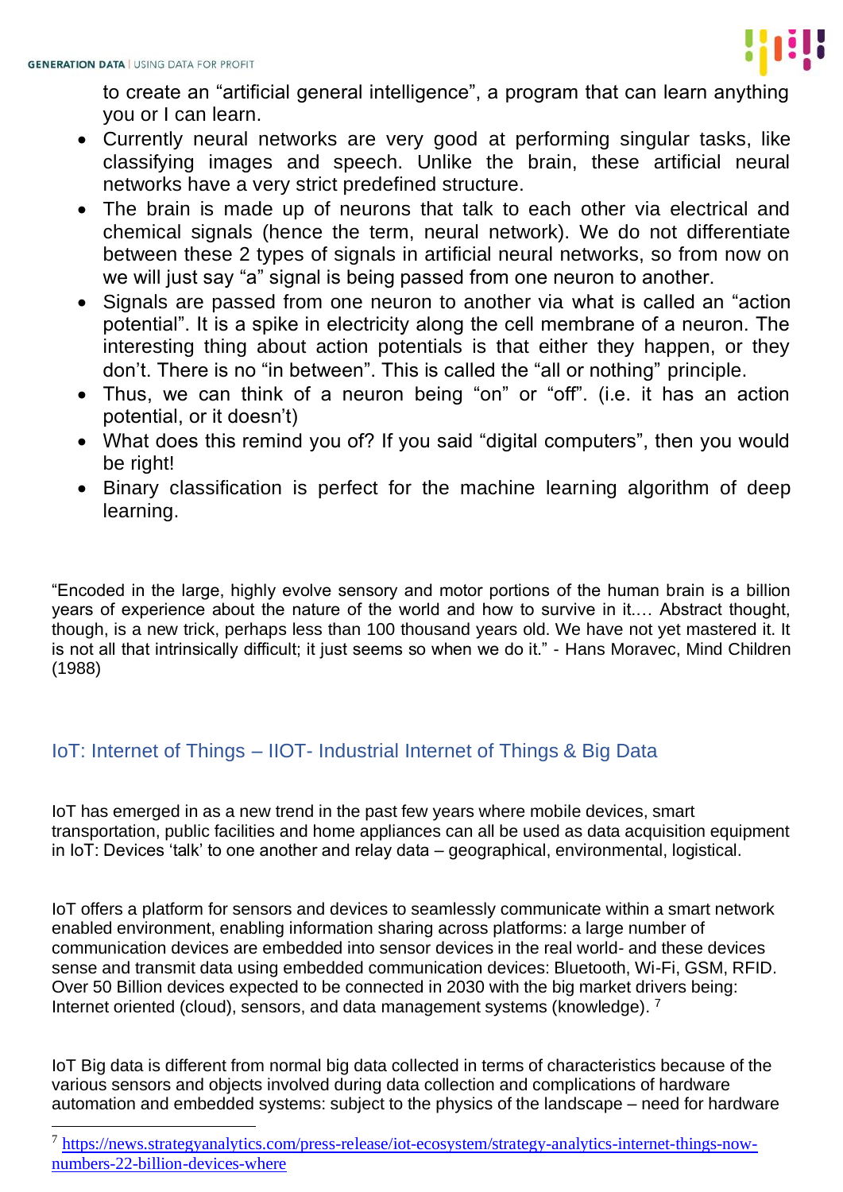to create an “artificial general intelligence”, a program that can learn anything you or I can learn.

- Currently neural networks are very good at performing singular tasks, like classifying images and speech. Unlike the brain, these artificial neural networks have a very strict predefined structure.
- The brain is made up of neurons that talk to each other via electrical and chemical signals (hence the term, neural network). We do not differentiate between these 2 types of signals in artificial neural networks, so from now on we will just say “a” signal is being passed from one neuron to another.
- Signals are passed from one neuron to another via what is called an “action potential”. It is a spike in electricity along the cell membrane of a neuron. The interesting thing about action potentials is that either they happen, or they don’t. There is no “in between”. This is called the “all or nothing” principle.
- Thus, we can think of a neuron being “on” or “off”. (i.e. it has an action potential, or it doesn’t)
- What does this remind you of? If you said “digital computers”, then you would be right!
- Binary classification is perfect for the machine learning algorithm of deep learning.

“Encoded in the large, highly evolve sensory and motor portions of the human brain is a billion years of experience about the nature of the world and how to survive in it.... Abstract thought, though, is a new trick, perhaps less than 100 thousand years old. We have not yet mastered it. It is not all that intrinsically difficult; it just seems so when we do it.” - Hans Moravec, Mind Children (1988)

## IoT: Internet of Things – IIOT- Industrial Internet of Things & Big Data

IoT has emerged in as a new trend in the past few years where mobile devices, smart transportation, public facilities and home appliances can all be used as data acquisition equipment in IoT: Devices ‘talk’ to one another and relay data – geographical, environmental, logistical.

IoT offers a platform for sensors and devices to seamlessly communicate within a smart network enabled environment, enabling information sharing across platforms: a large number of communication devices are embedded into sensor devices in the real world- and these devices sense and transmit data using embedded communication devices: Bluetooth, Wi-Fi, GSM, RFID. Over 50 Billion devices expected to be connected in 2030 with the big market drivers being: Internet oriented (cloud), sensors, and data management systems (knowledge). [7]

IoT Big data is different from normal big data collected in terms of characteristics because of the various sensors and objects involved during data collection and complications of hardware automation and embedded systems: subject to the physics of the landscape – need for hardware

---

[7] https://news.strategyanalytics.com/press-release/iot-ecosystem/strategy-analytics-internet-things-now-numbers-22-billion-devices-where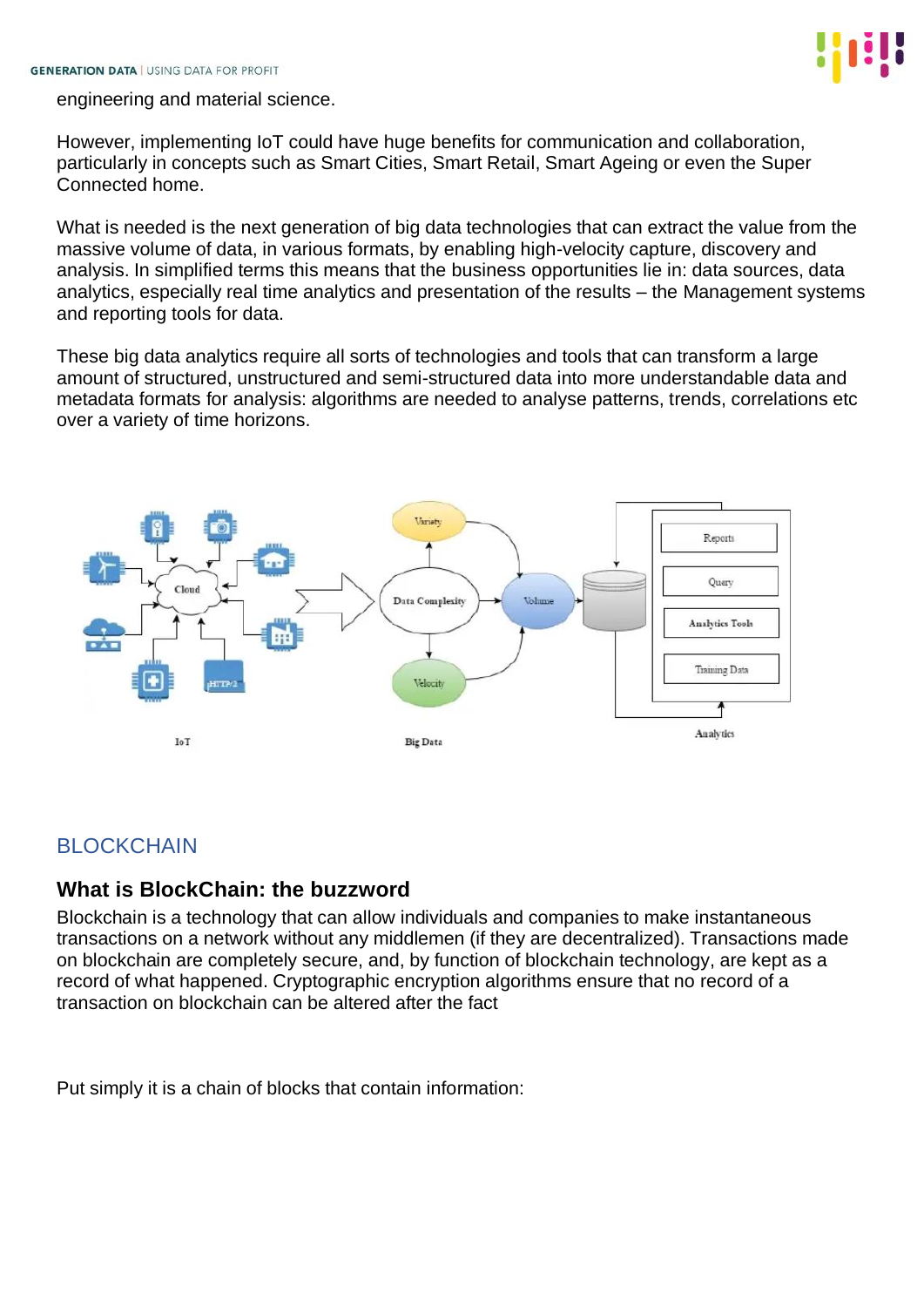engineering and material science.

However, implementing IoT could have huge benefits for communication and collaboration, particularly in concepts such as Smart Cities, Smart Retail, Smart Ageing or even the Super Connected home.

What is needed is the next generation of big data technologies that can extract the value from the massive volume of data, in various formats, by enabling high-velocity capture, discovery and analysis. In simplified terms this means that the business opportunities lie in: data sources, data analytics, especially real time analytics and presentation of the results – the Management systems and reporting tools for data.

These big data analytics require all sorts of technologies and tools that can transform a large amount of structured, unstructured and semi-structured data into more understandable data and metadata formats for analysis: algorithms are needed to analyse patterns, trends, correlations etc over a variety of time horizons.

## BLOCKCHAIN

### What is BlockChain: the buzzword

Blockchain is a technology that can allow individuals and companies to make instantaneous transactions on a network without any middlemen (if they are decentralized). Transactions made on blockchain are completely secure, and, by function of blockchain technology, are kept as a record of what happened. Cryptographic encryption algorithms ensure that no record of a transaction on blockchain can be altered after the fact

Put simply it is a chain of blocks that contain information: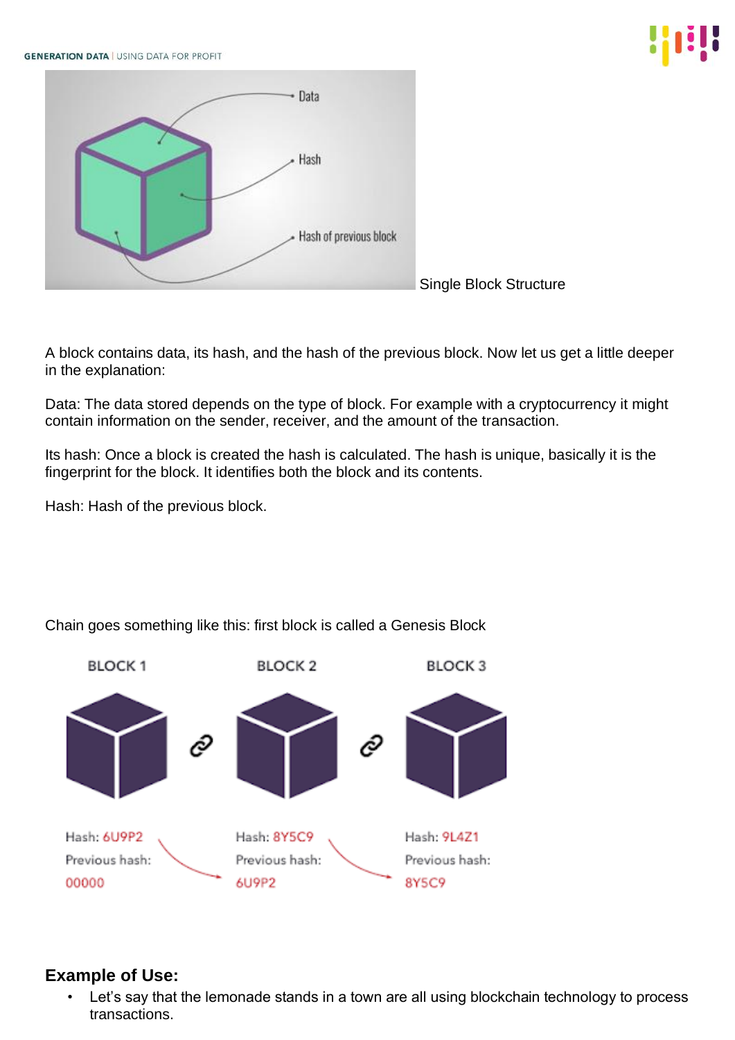Single Block Structure

A block contains data, its hash, and the hash of the previous block. Now let us get a little deeper in the explanation:

Data: The data stored depends on the type of block. For example with a cryptocurrency it might contain information on the sender, receiver, and the amount of the transaction.

Its hash: Once a block is created the hash is calculated. The hash is unique, basically it is the fingerprint for the block. It identifies both the block and its contents.

Hash: Hash of the previous block.

Chain goes something like this: first block is called a Genesis Block

## Example of Use:

- Let's say that the lemonade stands in a town are all using blockchain technology to process transactions.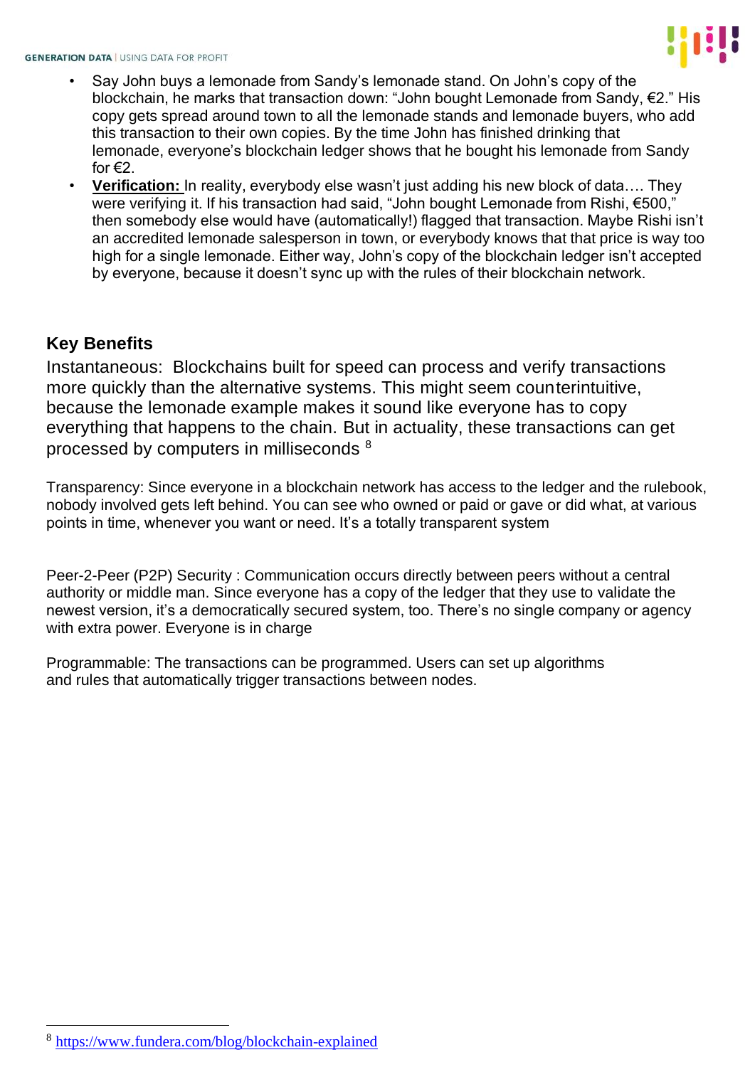- Say John buys a lemonade from Sandy's lemonade stand. On John's copy of the blockchain, he marks that transaction down: "John bought Lemonade from Sandy, €2." His copy gets spread around town to all the lemonade stands and lemonade buyers, who add this transaction to their own copies. By the time John has finished drinking that lemonade, everyone's blockchain ledger shows that he bought his lemonade from Sandy for €2.
- **Verification:** In reality, everybody else wasn't just adding his new block of data…. They were verifying it. If his transaction had said, "John bought Lemonade from Rishi, €500," then somebody else would have (automatically!) flagged that transaction. Maybe Rishi isn't an accredited lemonade salesperson in town, or everybody knows that that price is way too high for a single lemonade. Either way, John's copy of the blockchain ledger isn't accepted by everyone, because it doesn't sync up with the rules of their blockchain network.

### Key Benefits

Instantaneous: Blockchains built for speed can process and verify transactions more quickly than the alternative systems. This might seem counterintuitive, because the lemonade example makes it sound like everyone has to copy everything that happens to the chain. But in actuality, these transactions can get processed by computers in milliseconds [8]

Transparency: Since everyone in a blockchain network has access to the ledger and the rulebook, nobody involved gets left behind. You can see who owned or paid or gave or did what, at various points in time, whenever you want or need. It's a totally transparent system

Peer-2-Peer (P2P) Security : Communication occurs directly between peers without a central authority or middle man. Since everyone has a copy of the ledger that they use to validate the newest version, it's a democratically secured system, too. There's no single company or agency with extra power. Everyone is in charge

Programmable: The transactions can be programmed. Users can set up algorithms and rules that automatically trigger transactions between nodes.

[8] https://www.fundera.com/blog/blockchain-explained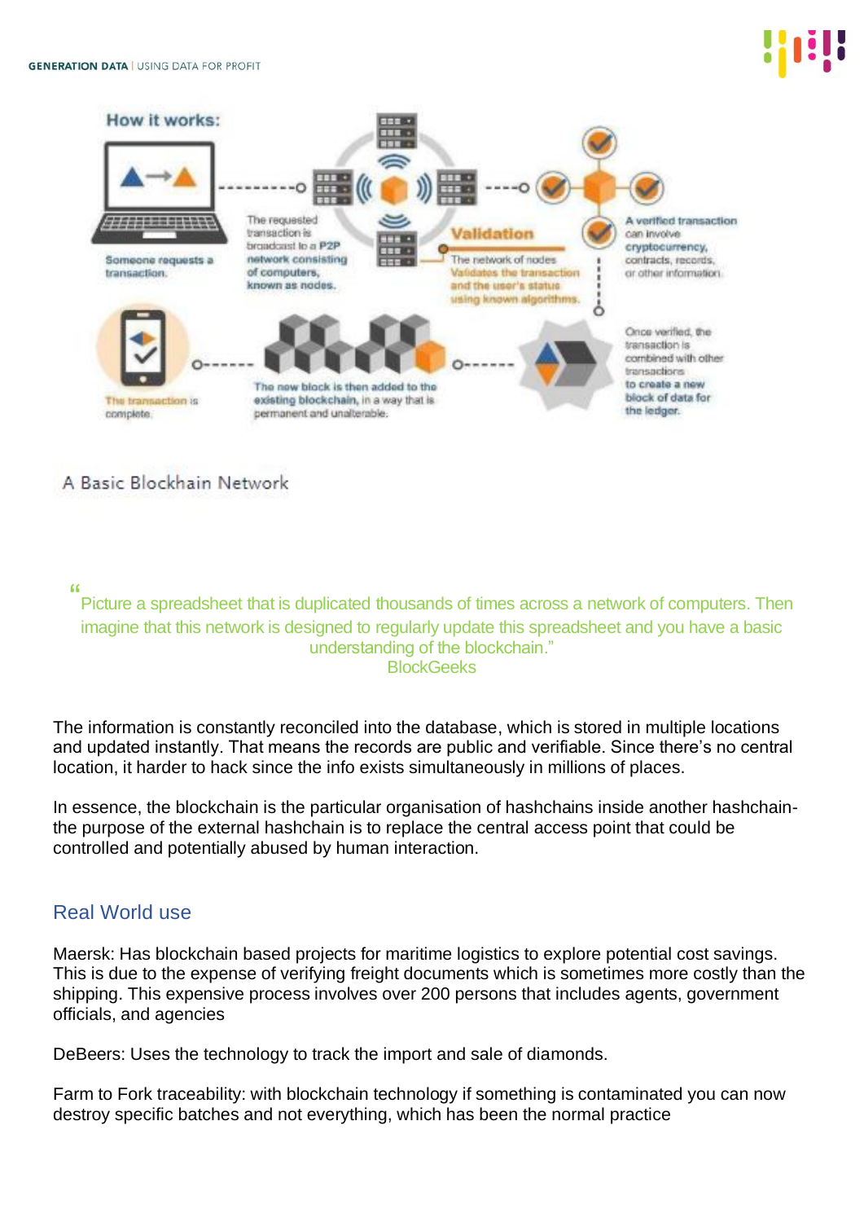How it works:

Someone requests a transaction.

The requested transaction is broadcast to a P2P network consisting of computers, known as nodes.

Validation

The network of nodes validates the transaction and the user's status using known algorithms.

A verified transaction can involve cryptocurrency, contracts, records, or other information.

Once verified, the transaction is combined with other transactions to create a new block of data for the ledger.

The new block is then added to the existing blockchain, in a way that is permanent and unalterable.

The transaction is complete.

A Basic Blockchain Network

> "Picture a spreadsheet that is duplicated thousands of times across a network of computers. Then imagine that this network is designed to regularly update this spreadsheet and you have a basic understanding of the blockchain."
> BlockGeeks

The information is constantly reconciled into the database, which is stored in multiple locations and updated instantly. That means the records are public and verifiable. Since there's no central location, it harder to hack since the info exists simultaneously in millions of places.

In essence, the blockchain is the particular organisation of hashchains inside another hashchain- the purpose of the external hashchain is to replace the central access point that could be controlled and potentially abused by human interaction.

## Real World use

Maersk: Has blockchain based projects for maritime logistics to explore potential cost savings. This is due to the expense of verifying freight documents which is sometimes more costly than the shipping. This expensive process involves over 200 persons that includes agents, government officials, and agencies

DeBeers: Uses the technology to track the import and sale of diamonds.

Farm to Fork traceability: with blockchain technology if something is contaminated you can now destroy specific batches and not everything, which has been the normal practice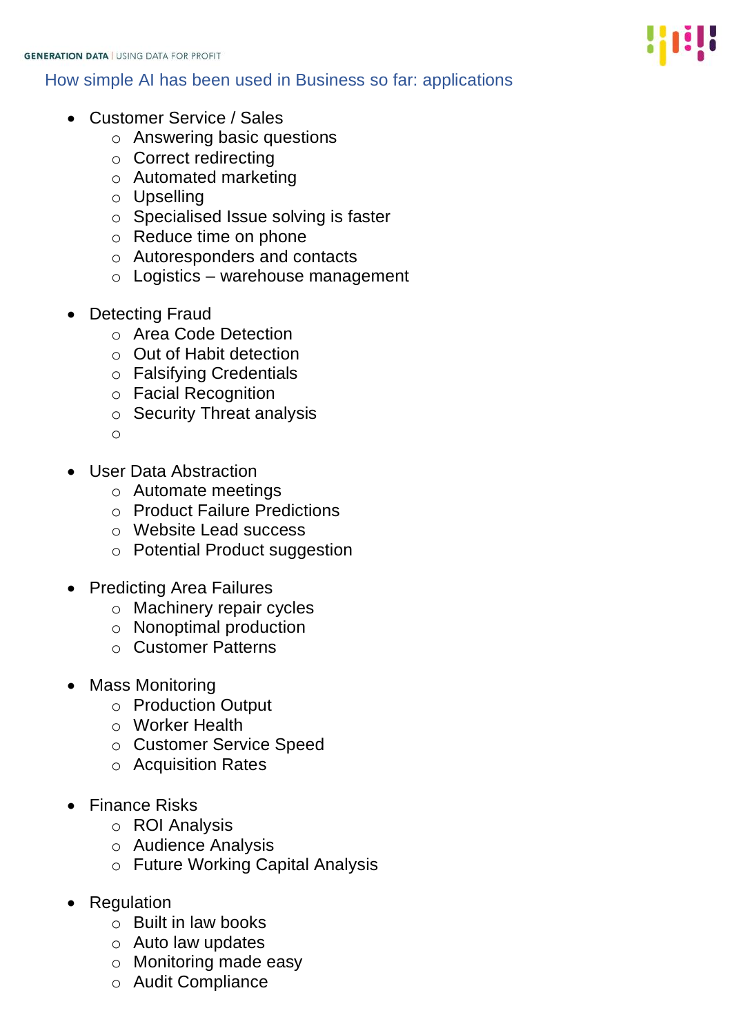## How simple AI has been used in Business so far: applications

- Customer Service / Sales
  - Answering basic questions
  - Correct redirecting
  - Automated marketing
  - Upselling
  - Specialised Issue solving is faster
  - Reduce time on phone
  - Autoresponders and contacts
  - Logistics – warehouse management

- Detecting Fraud
  - Area Code Detection
  - Out of Habit detection
  - Falsifying Credentials
  - Facial Recognition
  - Security Threat analysis
  -

- User Data Abstraction
  - Automate meetings
  - Product Failure Predictions
  - Website Lead success
  - Potential Product suggestion

- Predicting Area Failures
  - Machinery repair cycles
  - Nonoptimal production
  - Customer Patterns

- Mass Monitoring
  - Production Output
  - Worker Health
  - Customer Service Speed
  - Acquisition Rates

- Finance Risks
  - ROI Analysis
  - Audience Analysis
  - Future Working Capital Analysis

- Regulation
  - Built in law books
  - Auto law updates
  - Monitoring made easy
  - Audit Compliance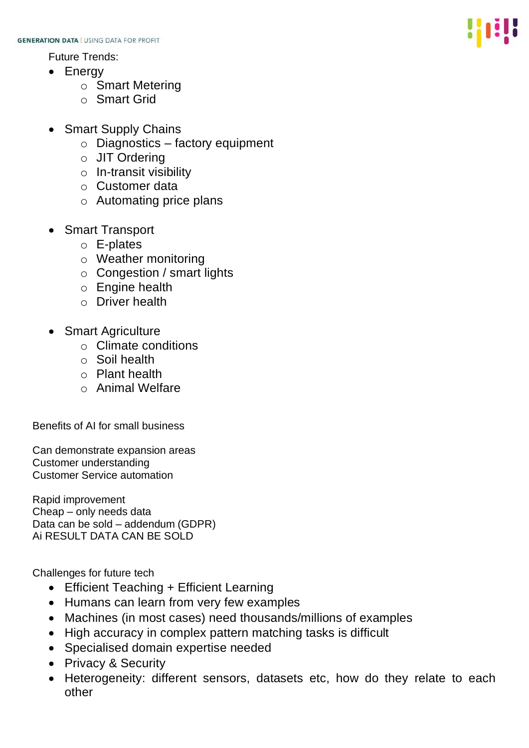Future Trends:

- Energy
  - Smart Metering
  - Smart Grid

- Smart Supply Chains
  - Diagnostics – factory equipment
  - JIT Ordering
  - In-transit visibility
  - Customer data
  - Automating price plans

- Smart Transport
  - E-plates
  - Weather monitoring
  - Congestion / smart lights
  - Engine health
  - Driver health

- Smart Agriculture
  - Climate conditions
  - Soil health
  - Plant health
  - Animal Welfare

Benefits of AI for small business

Can demonstrate expansion areas
Customer understanding
Customer Service automation

Rapid improvement
Cheap – only needs data
Data can be sold – addendum (GDPR)
Ai RESULT DATA CAN BE SOLD

Challenges for future tech

- Efficient Teaching + Efficient Learning
- Humans can learn from very few examples
- Machines (in most cases) need thousands/millions of examples
- High accuracy in complex pattern matching tasks is difficult
- Specialised domain expertise needed
- Privacy & Security
- Heterogeneity: different sensors, datasets etc, how do they relate to each other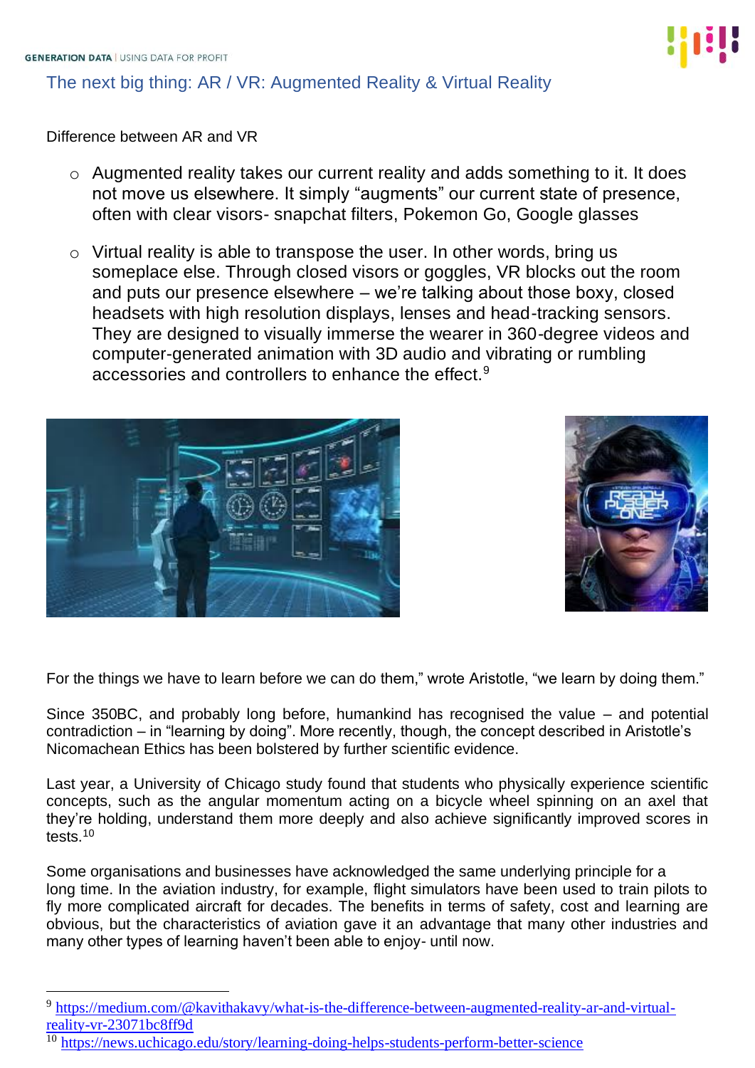## The next big thing: AR / VR: Augmented Reality & Virtual Reality

Difference between AR and VR

- Augmented reality takes our current reality and adds something to it. It does not move us elsewhere. It simply “augments” our current state of presence, often with clear visors- snapchat filters, Pokemon Go, Google glasses
- Virtual reality is able to transpose the user. In other words, bring us someplace else. Through closed visors or goggles, VR blocks out the room and puts our presence elsewhere – we’re talking about those boxy, closed headsets with high resolution displays, lenses and head-tracking sensors. They are designed to visually immerse the wearer in 360-degree videos and computer-generated animation with 3D audio and vibrating or rumbling accessories and controllers to enhance the effect.[9]

For the things we have to learn before we can do them,” wrote Aristotle, “we learn by doing them.”

Since 350BC, and probably long before, humankind has recognised the value – and potential contradiction – in “learning by doing”. More recently, though, the concept described in Aristotle’s Nicomachean Ethics has been bolstered by further scientific evidence.

Last year, a University of Chicago study found that students who physically experience scientific concepts, such as the angular momentum acting on a bicycle wheel spinning on an axel that they’re holding, understand them more deeply and also achieve significantly improved scores in tests.[10]

Some organisations and businesses have acknowledged the same underlying principle for a long time. In the aviation industry, for example, flight simulators have been used to train pilots to fly more complicated aircraft for decades. The benefits in terms of safety, cost and learning are obvious, but the characteristics of aviation gave it an advantage that many other industries and many other types of learning haven’t been able to enjoy- until now.

---

[9] https://medium.com/@kavithakavy/what-is-the-difference-between-augmented-reality-ar-and-virtual-reality-vr-23071bc8ff9d

[10] https://news.uchicago.edu/story/learning-doing-helps-students-perform-better-science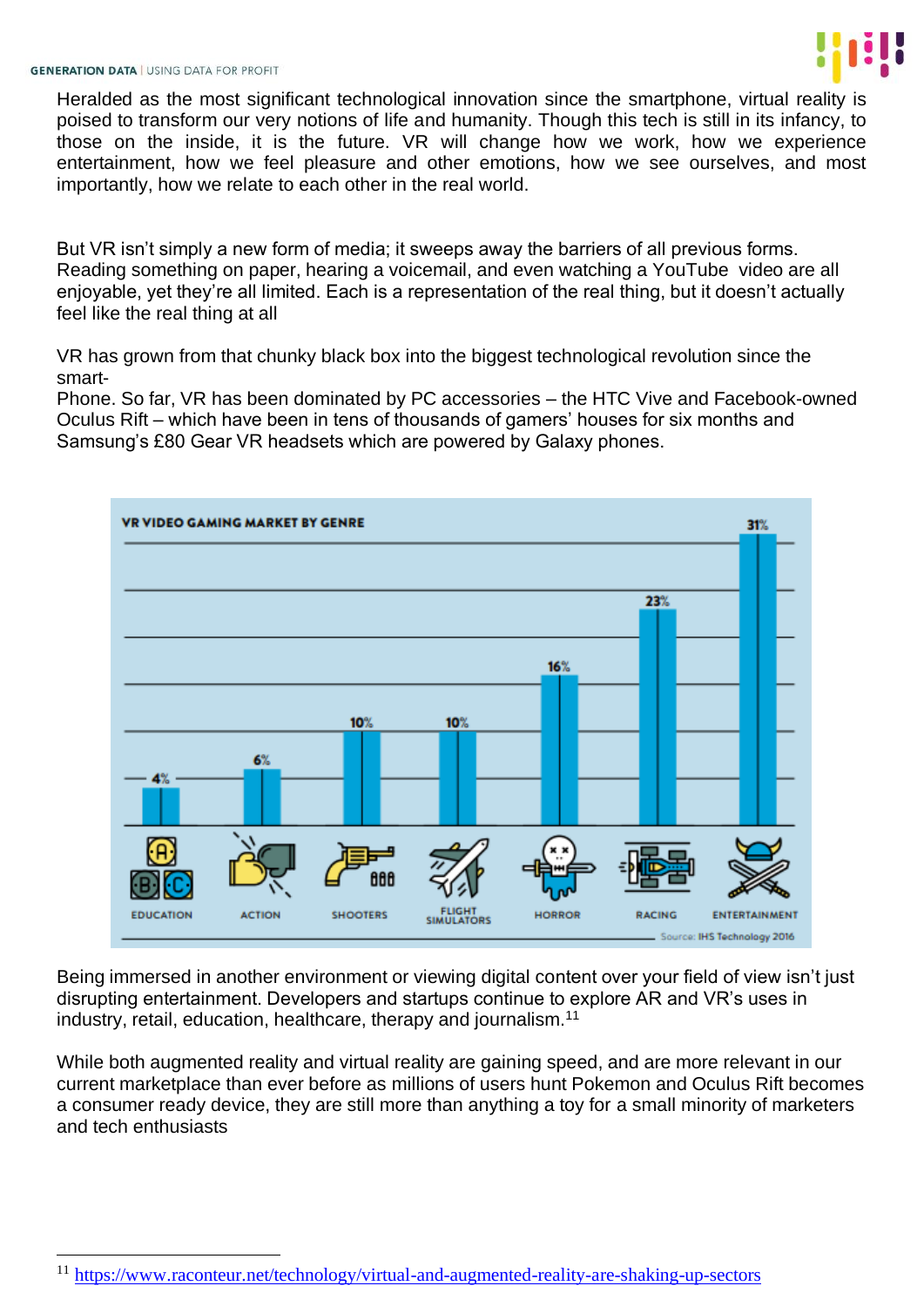Heralded as the most significant technological innovation since the smartphone, virtual reality is poised to transform our very notions of life and humanity. Though this tech is still in its infancy, to those on the inside, it is the future. VR will change how we work, how we experience entertainment, how we feel pleasure and other emotions, how we see ourselves, and most importantly, how we relate to each other in the real world.

But VR isn't simply a new form of media; it sweeps away the barriers of all previous forms. Reading something on paper, hearing a voicemail, and even watching a YouTube video are all enjoyable, yet they're all limited. Each is a representation of the real thing, but it doesn't actually feel like the real thing at all

VR has grown from that chunky black box into the biggest technological revolution since the smart-
Phone. So far, VR has been dominated by PC accessories – the HTC Vive and Facebook-owned Oculus Rift – which have been in tens of thousands of gamers' houses for six months and Samsung's £80 Gear VR headsets which are powered by Galaxy phones.

**VR VIDEO GAMING MARKET BY GENRE**

| Genre | Share |
|---|---|
| Education | 4% |
| Action | 6% |
| Shooters | 10% |
| Flight Simulators | 10% |
| Horror | 16% |
| Racing | 23% |
| Entertainment | 31% |

Source: IHS Technology 2016

Being immersed in another environment or viewing digital content over your field of view isn't just disrupting entertainment. Developers and startups continue to explore AR and VR's uses in industry, retail, education, healthcare, therapy and journalism.[11]

While both augmented reality and virtual reality are gaining speed, and are more relevant in our current marketplace than ever before as millions of users hunt Pokemon and Oculus Rift becomes a consumer ready device, they are still more than anything a toy for a small minority of marketers and tech enthusiasts

[11] https://www.raconteur.net/technology/virtual-and-augmented-reality-are-shaking-up-sectors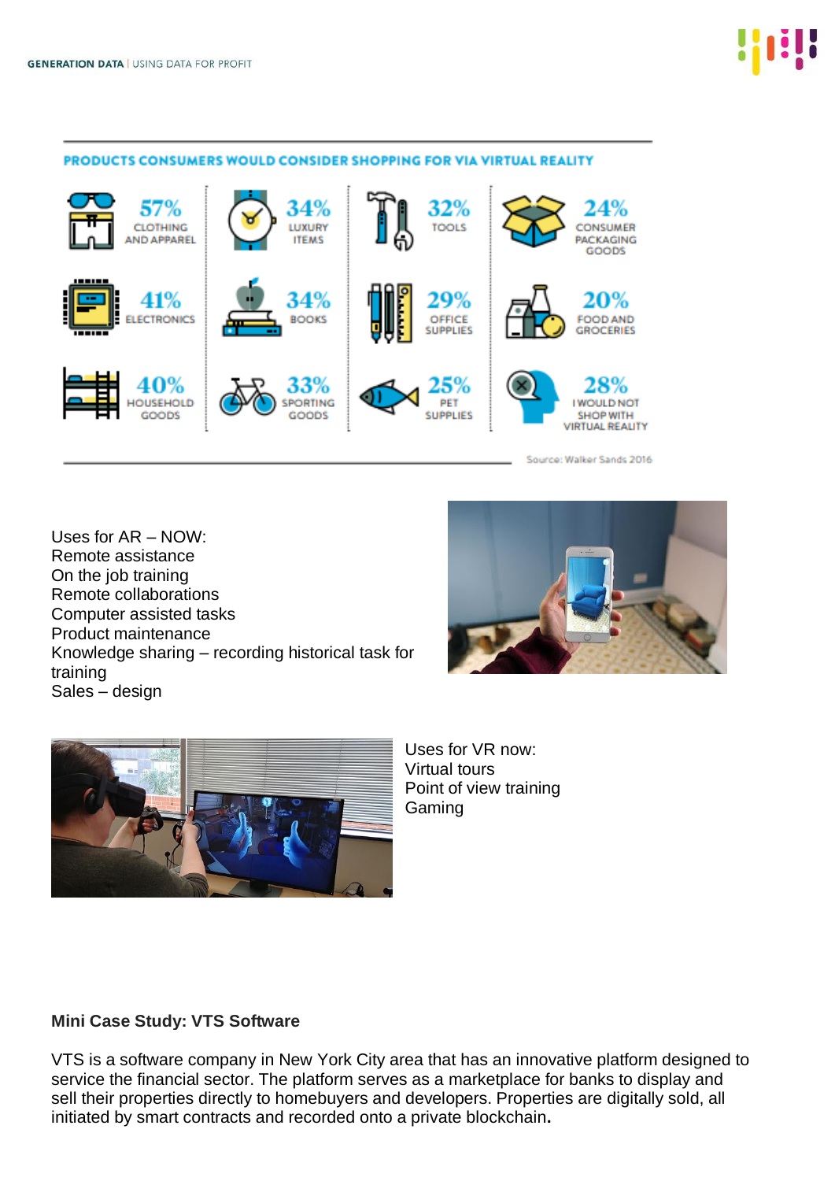**PRODUCTS CONSUMERS WOULD CONSIDER SHOPPING FOR VIA VIRTUAL REALITY**

| | | | |
|---|---|---|---|
| 57% CLOTHING AND APPAREL | 34% LUXURY ITEMS | 32% TOOLS | 24% CONSUMER PACKAGING GOODS |
| 41% ELECTRONICS | 34% BOOKS | 29% OFFICE SUPPLIES | 20% FOOD AND GROCERIES |
| 40% HOUSEHOLD GOODS | 33% SPORTING GOODS | 25% PET SUPPLIES | 28% I WOULD NOT SHOP WITH VIRTUAL REALITY |

Source: Walker Sands 2016

Uses for AR – NOW:
Remote assistance
On the job training
Remote collaborations
Computer assisted tasks
Product maintenance
Knowledge sharing – recording historical task for training
Sales – design

Uses for VR now:
Virtual tours
Point of view training
Gaming

**Mini Case Study: VTS Software**

VTS is a software company in New York City area that has an innovative platform designed to service the financial sector. The platform serves as a marketplace for banks to display and sell their properties directly to homebuyers and developers. Properties are digitally sold, all initiated by smart contracts and recorded onto a private blockchain**.**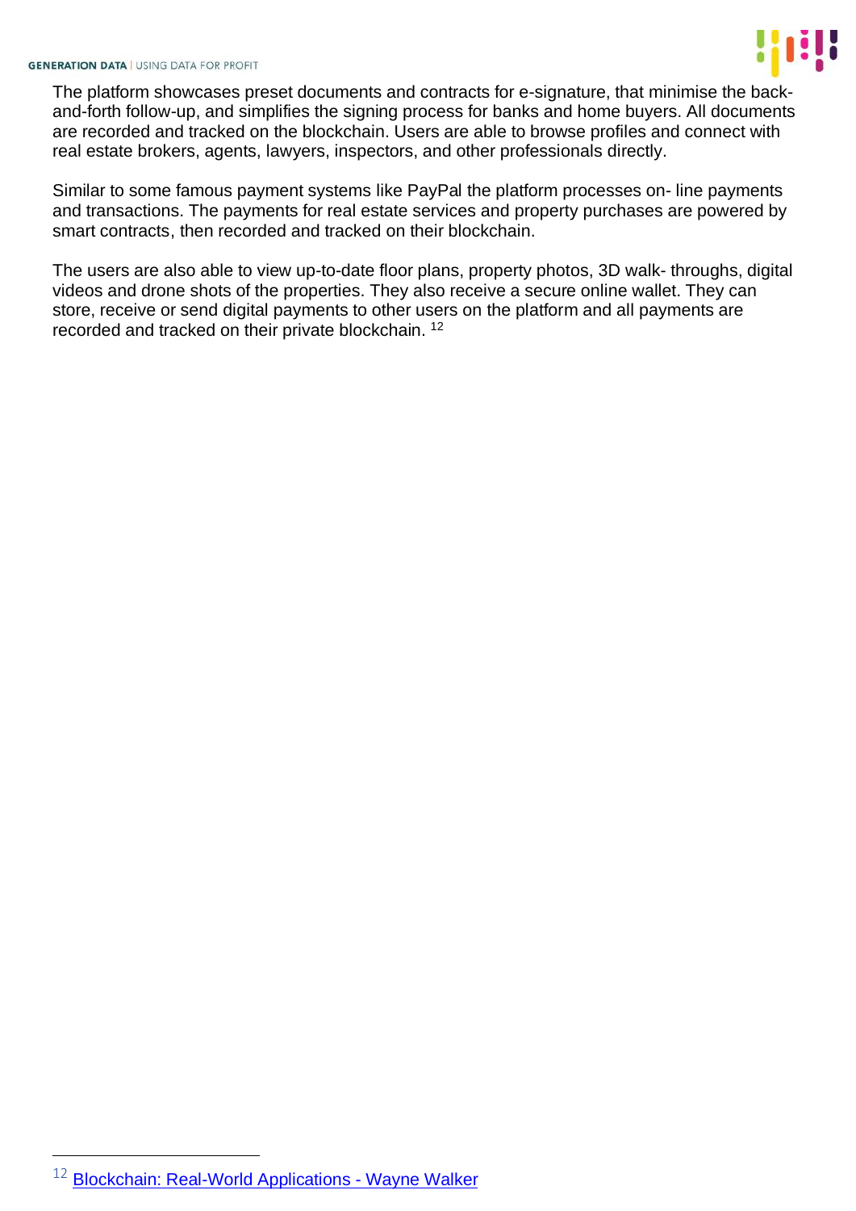The platform showcases preset documents and contracts for e-signature, that minimise the back-and-forth follow-up, and simplifies the signing process for banks and home buyers. All documents are recorded and tracked on the blockchain. Users are able to browse profiles and connect with real estate brokers, agents, lawyers, inspectors, and other professionals directly.

Similar to some famous payment systems like PayPal the platform processes on- line payments and transactions. The payments for real estate services and property purchases are powered by smart contracts, then recorded and tracked on their blockchain.

The users are also able to view up-to-date floor plans, property photos, 3D walk- throughs, digital videos and drone shots of the properties. They also receive a secure online wallet. They can store, receive or send digital payments to other users on the platform and all payments are recorded and tracked on their private blockchain. [12]

---

[12] Blockchain: Real-World Applications - Wayne Walker